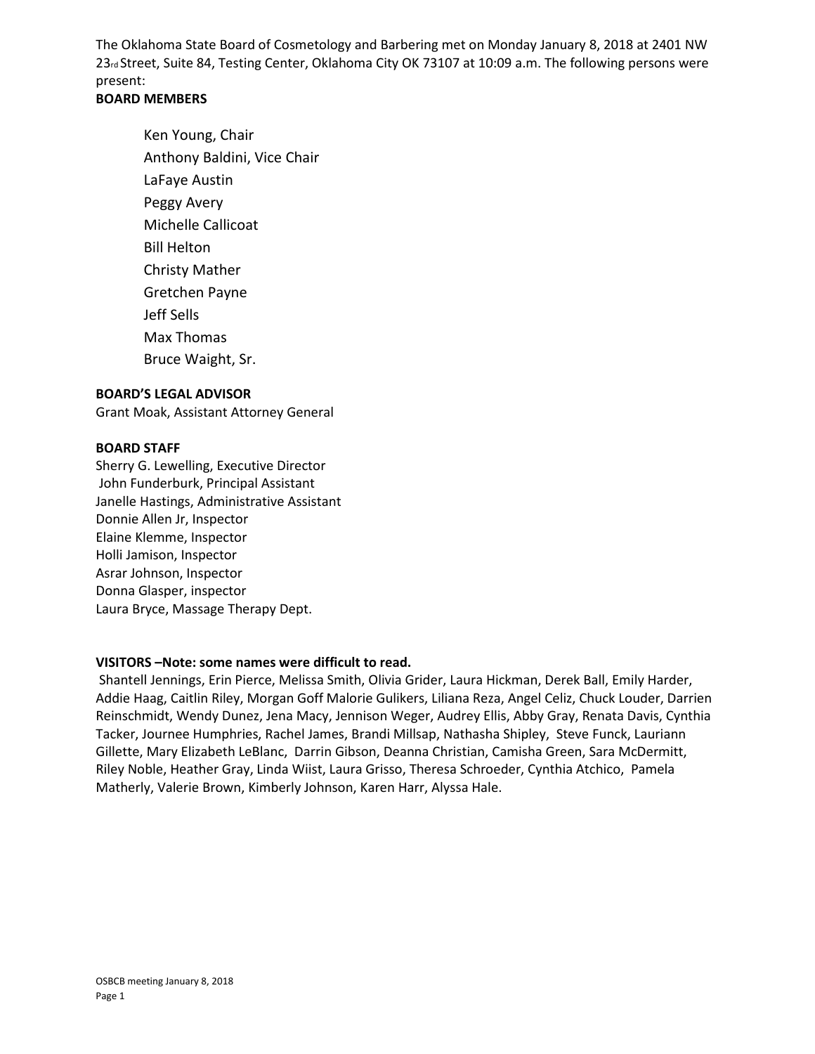The Oklahoma State Board of Cosmetology and Barbering met on Monday January 8, 2018 at 2401 NW 23rd Street, Suite 84, Testing Center, Oklahoma City OK 73107 at 10:09 a.m. The following persons were present:

**BOARD MEMBERS**

- Ken Young, Chair
- Anthony Baldini, Vice Chair
- LaFaye Austin
- Peggy Avery
- Michelle Callicoat
- Bill Helton
- Christy Mather
- Gretchen Payne
- Jeff Sells
- Max Thomas
- Bruce Waight, Sr.

**BOARD'S LEGAL ADVISOR**

Grant Moak, Assistant Attorney General

**BOARD STAFF**

Sherry G. Lewelling, Executive Director
John Funderburk, Principal Assistant
Janelle Hastings, Administrative Assistant
Donnie Allen Jr, Inspector
Elaine Klemme, Inspector
Holli Jamison, Inspector
Asrar Johnson, Inspector
Donna Glasper, inspector
Laura Bryce, Massage Therapy Dept.

**VISITORS –Note: some names were difficult to read.**

Shantell Jennings, Erin Pierce, Melissa Smith, Olivia Grider, Laura Hickman, Derek Ball, Emily Harder, Addie Haag, Caitlin Riley, Morgan Goff Malorie Gulikers, Liliana Reza, Angel Celiz, Chuck Louder, Darrien Reinschmidt, Wendy Dunez, Jena Macy, Jennison Weger, Audrey Ellis, Abby Gray, Renata Davis, Cynthia Tacker, Journee Humphries, Rachel James, Brandi Millsap, Nathasha Shipley, Steve Funck, Lauriann Gillette, Mary Elizabeth LeBlanc, Darrin Gibson, Deanna Christian, Camisha Green, Sara McDermitt, Riley Noble, Heather Gray, Linda Wiist, Laura Grisso, Theresa Schroeder, Cynthia Atchico, Pamela Matherly, Valerie Brown, Kimberly Johnson, Karen Harr, Alyssa Hale.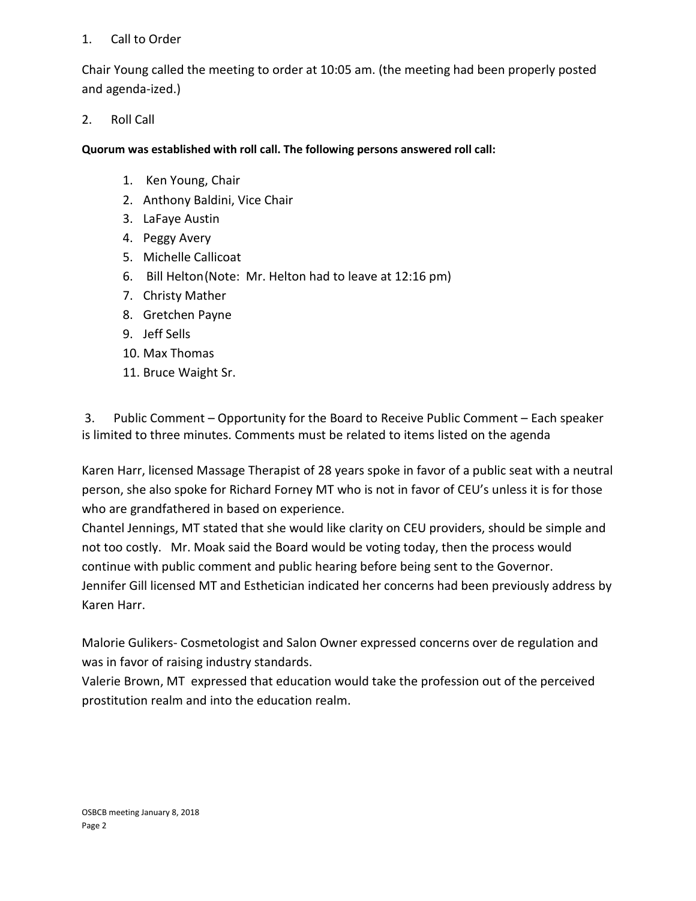1. Call to Order

Chair Young called the meeting to order at 10:05 am. (the meeting had been properly posted and agenda-ized.)

2. Roll Call

**Quorum was established with roll call. The following persons answered roll call:**

1. Ken Young, Chair
2. Anthony Baldini, Vice Chair
3. LaFaye Austin
4. Peggy Avery
5. Michelle Callicoat
6. Bill Helton (Note: Mr. Helton had to leave at 12:16 pm)
7. Christy Mather
8. Gretchen Payne
9. Jeff Sells
10. Max Thomas
11. Bruce Waight Sr.

3. Public Comment – Opportunity for the Board to Receive Public Comment – Each speaker is limited to three minutes. Comments must be related to items listed on the agenda

Karen Harr, licensed Massage Therapist of 28 years spoke in favor of a public seat with a neutral person, she also spoke for Richard Forney MT who is not in favor of CEU's unless it is for those who are grandfathered in based on experience.
Chantel Jennings, MT stated that she would like clarity on CEU providers, should be simple and not too costly. Mr. Moak said the Board would be voting today, then the process would continue with public comment and public hearing before being sent to the Governor.
Jennifer Gill licensed MT and Esthetician indicated her concerns had been previously address by Karen Harr.

Malorie Gulikers- Cosmetologist and Salon Owner expressed concerns over de regulation and was in favor of raising industry standards.
Valerie Brown, MT expressed that education would take the profession out of the perceived prostitution realm and into the education realm.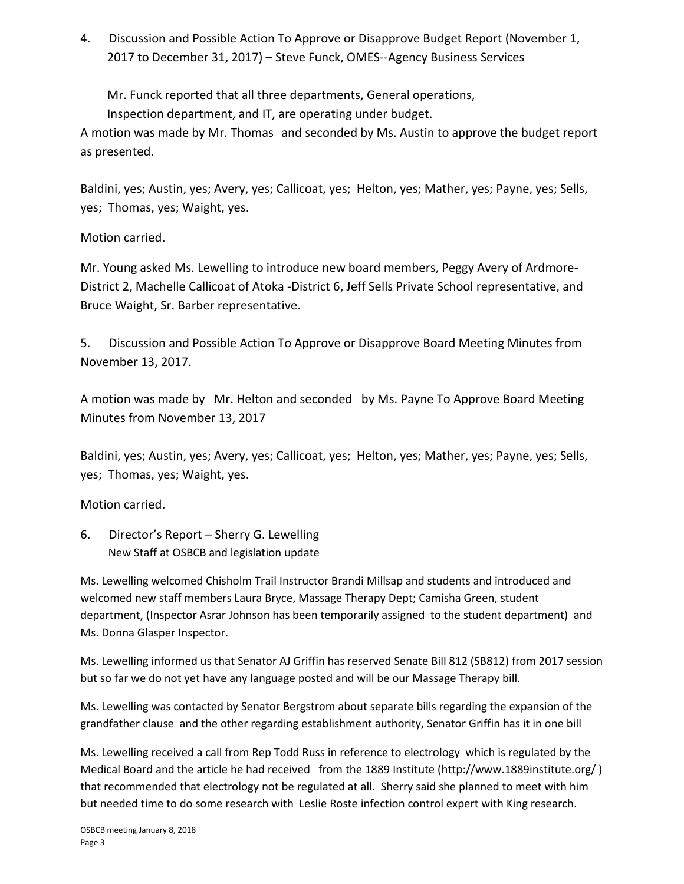4. Discussion and Possible Action To Approve or Disapprove Budget Report (November 1, 2017 to December 31, 2017) – Steve Funck, OMES--Agency Business Services

Mr. Funck reported that all three departments, General operations, Inspection department, and IT, are operating under budget.

A motion was made by Mr. Thomas and seconded by Ms. Austin to approve the budget report as presented.

Baldini, yes; Austin, yes; Avery, yes; Callicoat, yes; Helton, yes; Mather, yes; Payne, yes; Sells, yes; Thomas, yes; Waight, yes.

Motion carried.

Mr. Young asked Ms. Lewelling to introduce new board members, Peggy Avery of Ardmore-District 2, Machelle Callicoat of Atoka -District 6, Jeff Sells Private School representative, and Bruce Waight, Sr. Barber representative.

5. Discussion and Possible Action To Approve or Disapprove Board Meeting Minutes from November 13, 2017.

A motion was made by Mr. Helton and seconded by Ms. Payne To Approve Board Meeting Minutes from November 13, 2017

Baldini, yes; Austin, yes; Avery, yes; Callicoat, yes; Helton, yes; Mather, yes; Payne, yes; Sells, yes; Thomas, yes; Waight, yes.

Motion carried.

6. Director's Report – Sherry G. Lewelling
New Staff at OSBCB and legislation update

Ms. Lewelling welcomed Chisholm Trail Instructor Brandi Millsap and students and introduced and welcomed new staff members Laura Bryce, Massage Therapy Dept; Camisha Green, student department, (Inspector Asrar Johnson has been temporarily assigned to the student department) and Ms. Donna Glasper Inspector.

Ms. Lewelling informed us that Senator AJ Griffin has reserved Senate Bill 812 (SB812) from 2017 session but so far we do not yet have any language posted and will be our Massage Therapy bill.

Ms. Lewelling was contacted by Senator Bergstrom about separate bills regarding the expansion of the grandfather clause and the other regarding establishment authority, Senator Griffin has it in one bill

Ms. Lewelling received a call from Rep Todd Russ in reference to electrology which is regulated by the Medical Board and the article he had received from the 1889 Institute (http://www.1889institute.org/ ) that recommended that electrology not be regulated at all. Sherry said she planned to meet with him but needed time to do some research with Leslie Roste infection control expert with King research.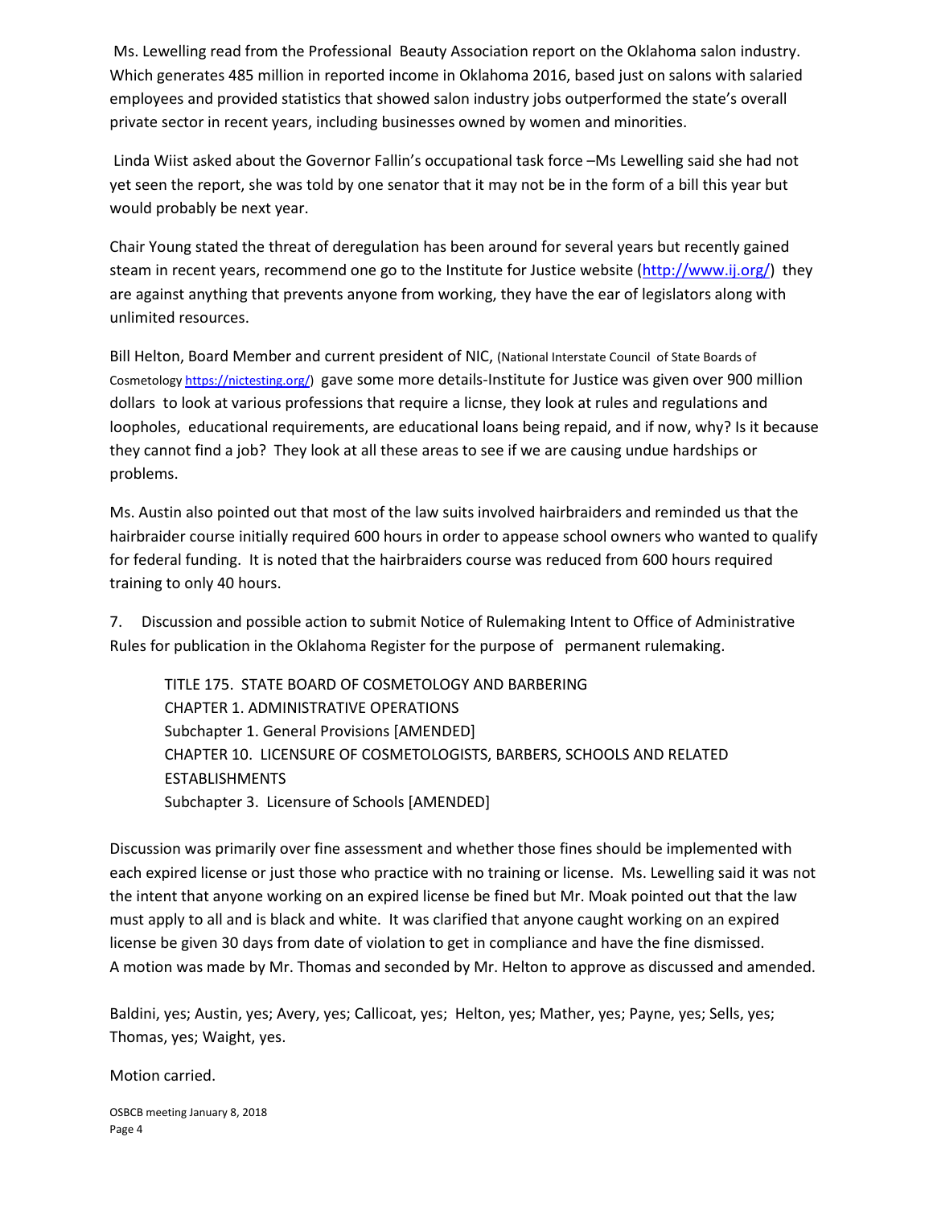Ms. Lewelling read from the Professional Beauty Association report on the Oklahoma salon industry. Which generates 485 million in reported income in Oklahoma 2016, based just on salons with salaried employees and provided statistics that showed salon industry jobs outperformed the state's overall private sector in recent years, including businesses owned by women and minorities.

Linda Wiist asked about the Governor Fallin's occupational task force –Ms Lewelling said she had not yet seen the report, she was told by one senator that it may not be in the form of a bill this year but would probably be next year.

Chair Young stated the threat of deregulation has been around for several years but recently gained steam in recent years, recommend one go to the Institute for Justice website (http://www.ij.org/) they are against anything that prevents anyone from working, they have the ear of legislators along with unlimited resources.

Bill Helton, Board Member and current president of NIC, (National Interstate Council of State Boards of Cosmetology https://nictesting.org/) gave some more details-Institute for Justice was given over 900 million dollars to look at various professions that require a licnse, they look at rules and regulations and loopholes, educational requirements, are educational loans being repaid, and if now, why? Is it because they cannot find a job? They look at all these areas to see if we are causing undue hardships or problems.

Ms. Austin also pointed out that most of the law suits involved hairbraiders and reminded us that the hairbraider course initially required 600 hours in order to appease school owners who wanted to qualify for federal funding. It is noted that the hairbraiders course was reduced from 600 hours required training to only 40 hours.

7. Discussion and possible action to submit Notice of Rulemaking Intent to Office of Administrative Rules for publication in the Oklahoma Register for the purpose of permanent rulemaking.

TITLE 175. STATE BOARD OF COSMETOLOGY AND BARBERING
CHAPTER 1. ADMINISTRATIVE OPERATIONS
Subchapter 1. General Provisions [AMENDED]
CHAPTER 10. LICENSURE OF COSMETOLOGISTS, BARBERS, SCHOOLS AND RELATED ESTABLISHMENTS
Subchapter 3. Licensure of Schools [AMENDED]

Discussion was primarily over fine assessment and whether those fines should be implemented with each expired license or just those who practice with no training or license. Ms. Lewelling said it was not the intent that anyone working on an expired license be fined but Mr. Moak pointed out that the law must apply to all and is black and white. It was clarified that anyone caught working on an expired license be given 30 days from date of violation to get in compliance and have the fine dismissed. A motion was made by Mr. Thomas and seconded by Mr. Helton to approve as discussed and amended.

Baldini, yes; Austin, yes; Avery, yes; Callicoat, yes; Helton, yes; Mather, yes; Payne, yes; Sells, yes; Thomas, yes; Waight, yes.

Motion carried.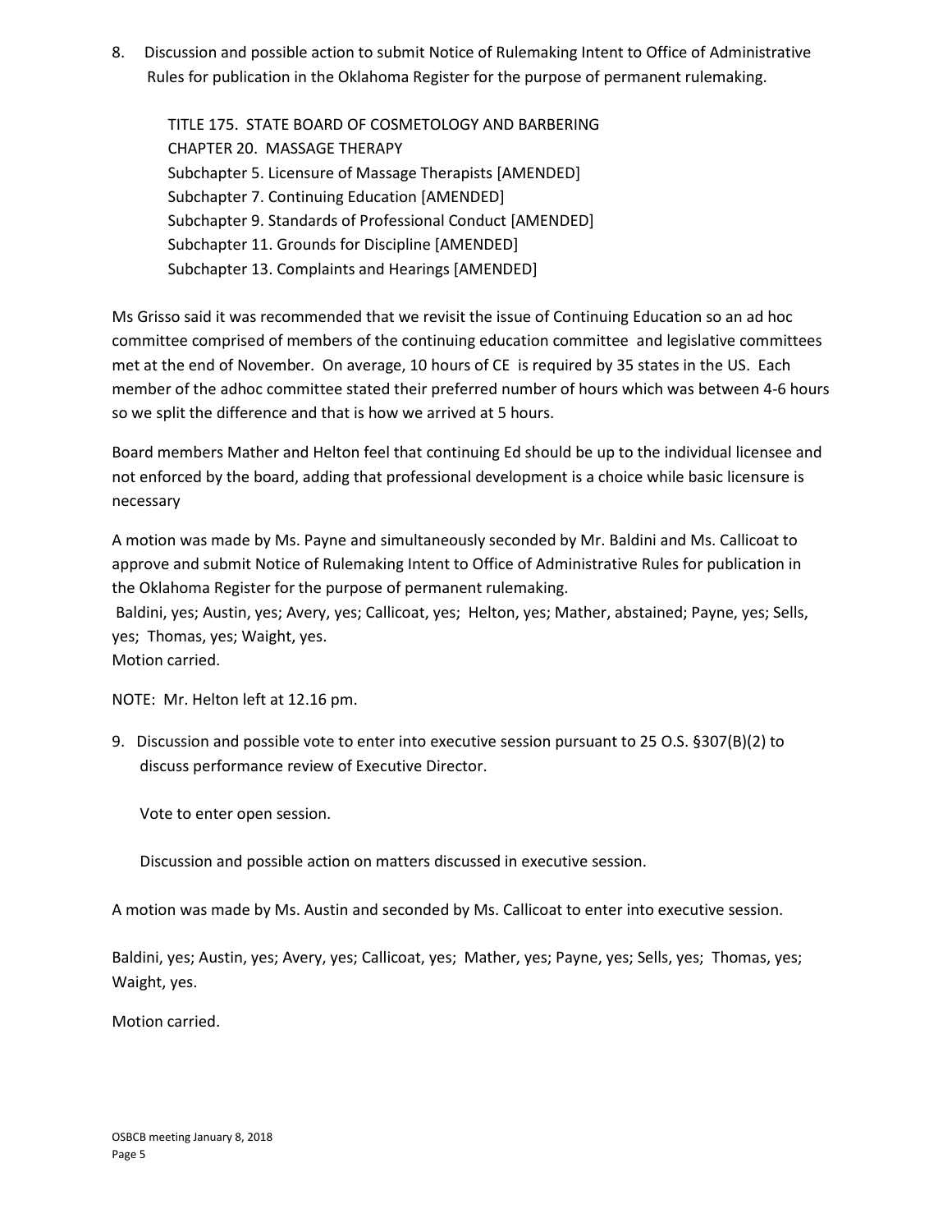8. Discussion and possible action to submit Notice of Rulemaking Intent to Office of Administrative Rules for publication in the Oklahoma Register for the purpose of permanent rulemaking.

   TITLE 175. STATE BOARD OF COSMETOLOGY AND BARBERING
   CHAPTER 20. MASSAGE THERAPY
   Subchapter 5. Licensure of Massage Therapists [AMENDED]
   Subchapter 7. Continuing Education [AMENDED]
   Subchapter 9. Standards of Professional Conduct [AMENDED]
   Subchapter 11. Grounds for Discipline [AMENDED]
   Subchapter 13. Complaints and Hearings [AMENDED]

Ms Grisso said it was recommended that we revisit the issue of Continuing Education so an ad hoc committee comprised of members of the continuing education committee and legislative committees met at the end of November. On average, 10 hours of CE is required by 35 states in the US. Each member of the adhoc committee stated their preferred number of hours which was between 4-6 hours so we split the difference and that is how we arrived at 5 hours.

Board members Mather and Helton feel that continuing Ed should be up to the individual licensee and not enforced by the board, adding that professional development is a choice while basic licensure is necessary

A motion was made by Ms. Payne and simultaneously seconded by Mr. Baldini and Ms. Callicoat to approve and submit Notice of Rulemaking Intent to Office of Administrative Rules for publication in the Oklahoma Register for the purpose of permanent rulemaking.
Baldini, yes; Austin, yes; Avery, yes; Callicoat, yes; Helton, yes; Mather, abstained; Payne, yes; Sells, yes; Thomas, yes; Waight, yes.
Motion carried.

NOTE: Mr. Helton left at 12.16 pm.

9. Discussion and possible vote to enter into executive session pursuant to 25 O.S. §307(B)(2) to discuss performance review of Executive Director.

   Vote to enter open session.

   Discussion and possible action on matters discussed in executive session.

A motion was made by Ms. Austin and seconded by Ms. Callicoat to enter into executive session.

Baldini, yes; Austin, yes; Avery, yes; Callicoat, yes; Mather, yes; Payne, yes; Sells, yes; Thomas, yes; Waight, yes.

Motion carried.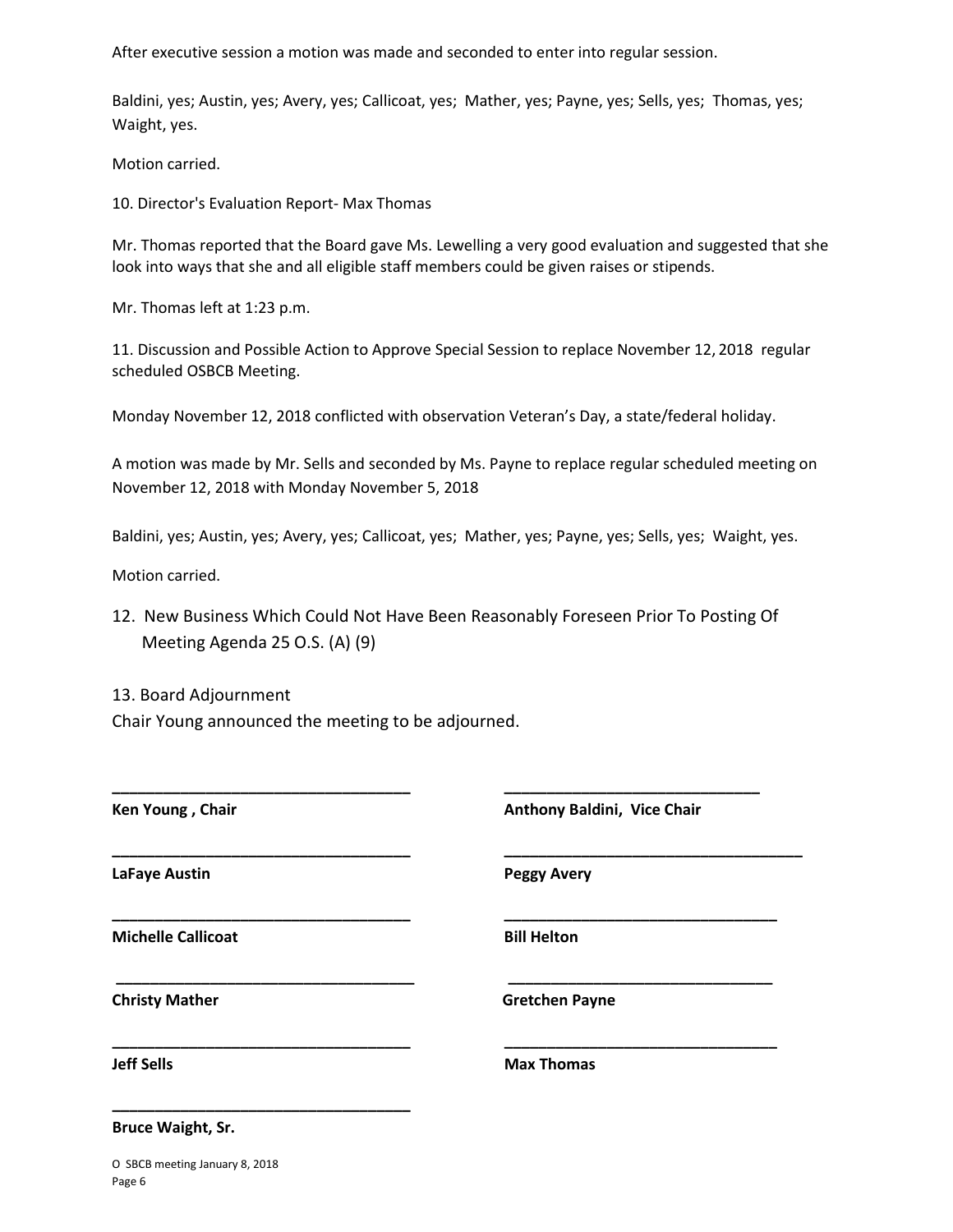After executive session a motion was made and seconded to enter into regular session.

Baldini, yes; Austin, yes; Avery, yes; Callicoat, yes; Mather, yes; Payne, yes; Sells, yes; Thomas, yes; Waight, yes.

Motion carried.

10. Director's Evaluation Report- Max Thomas

Mr. Thomas reported that the Board gave Ms. Lewelling a very good evaluation and suggested that she look into ways that she and all eligible staff members could be given raises or stipends.

Mr. Thomas left at 1:23 p.m.

11. Discussion and Possible Action to Approve Special Session to replace November 12, 2018 regular scheduled OSBCB Meeting.

Monday November 12, 2018 conflicted with observation Veteran's Day, a state/federal holiday.

A motion was made by Mr. Sells and seconded by Ms. Payne to replace regular scheduled meeting on November 12, 2018 with Monday November 5, 2018

Baldini, yes; Austin, yes; Avery, yes; Callicoat, yes; Mather, yes; Payne, yes; Sells, yes; Waight, yes.

Motion carried.

12. New Business Which Could Not Have Been Reasonably Foreseen Prior To Posting Of Meeting Agenda 25 O.S. (A) (9)

13. Board Adjournment

Chair Young announced the meeting to be adjourned.

| | |
|---|---|
| ______________________ | ______________________ |
| **Ken Young , Chair** | **Anthony Baldini, Vice Chair** |
| ______________________ | ______________________ |
| **LaFaye Austin** | **Peggy Avery** |
| ______________________ | ______________________ |
| **Michelle Callicoat** | **Bill Helton** |
| ______________________ | ______________________ |
| **Christy Mather** | **Gretchen Payne** |
| ______________________ | ______________________ |
| **Jeff Sells** | **Max Thomas** |
| ______________________ | |
| **Bruce Waight, Sr.** | |

O SBCB meeting January 8, 2018